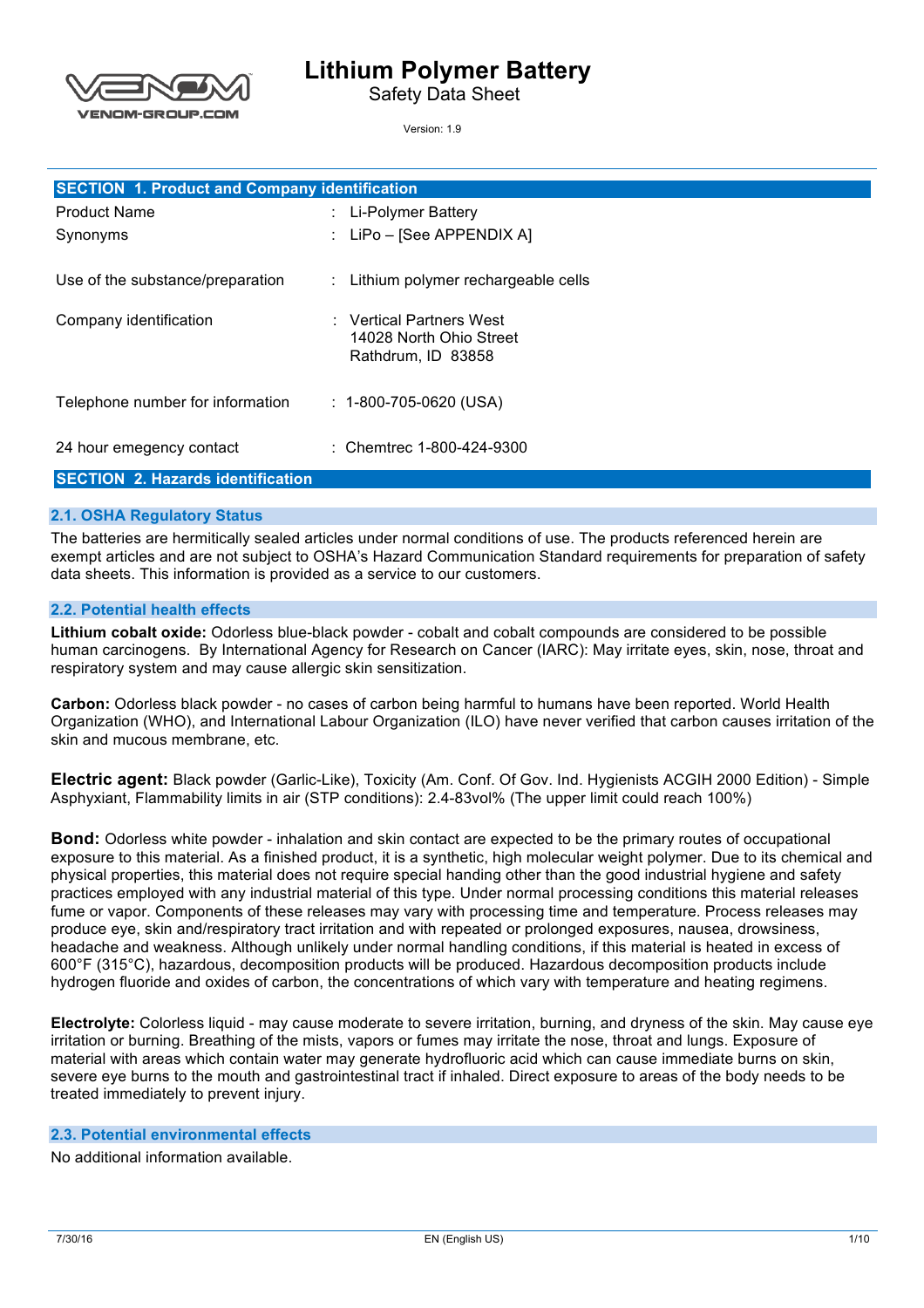# Lithium Polymer Battery

Safety Data Sheet

Version: 1.9

## SECTION 1. Product and Company identification

| | |
|---|---|
| Product Name | : Li-Polymer Battery |
| Synonyms | : LiPo – [See APPENDIX A] |
| Use of the substance/preparation | : Lithium polymer rechargeable cells |
| Company identification | : Vertical Partners West<br>14028 North Ohio Street<br>Rathdrum, ID 83858 |
| Telephone number for information | : 1-800-705-0620 (USA) |
| 24 hour emegency contact | : Chemtrec 1-800-424-9300 |

## SECTION 2. Hazards identification

### 2.1. OSHA Regulatory Status

The batteries are hermitically sealed articles under normal conditions of use. The products referenced herein are exempt articles and are not subject to OSHA's Hazard Communication Standard requirements for preparation of safety data sheets. This information is provided as a service to our customers.

### 2.2. Potential health effects

**Lithium cobalt oxide:** Odorless blue-black powder - cobalt and cobalt compounds are considered to be possible human carcinogens. By International Agency for Research on Cancer (IARC): May irritate eyes, skin, nose, throat and respiratory system and may cause allergic skin sensitization.

**Carbon:** Odorless black powder - no cases of carbon being harmful to humans have been reported. World Health Organization (WHO), and International Labour Organization (ILO) have never verified that carbon causes irritation of the skin and mucous membrane, etc.

**Electric agent:** Black powder (Garlic-Like), Toxicity (Am. Conf. Of Gov. Ind. Hygienists ACGIH 2000 Edition) - Simple Asphyxiant, Flammability limits in air (STP conditions): 2.4-83vol% (The upper limit could reach 100%)

**Bond:** Odorless white powder - inhalation and skin contact are expected to be the primary routes of occupational exposure to this material. As a finished product, it is a synthetic, high molecular weight polymer. Due to its chemical and physical properties, this material does not require special handing other than the good industrial hygiene and safety practices employed with any industrial material of this type. Under normal processing conditions this material releases fume or vapor. Components of these releases may vary with processing time and temperature. Process releases may produce eye, skin and/respiratory tract irritation and with repeated or prolonged exposures, nausea, drowsiness, headache and weakness. Although unlikely under normal handling conditions, if this material is heated in excess of 600°F (315°C), hazardous, decomposition products will be produced. Hazardous decomposition products include hydrogen fluoride and oxides of carbon, the concentrations of which vary with temperature and heating regimens.

**Electrolyte:** Colorless liquid - may cause moderate to severe irritation, burning, and dryness of the skin. May cause eye irritation or burning. Breathing of the mists, vapors or fumes may irritate the nose, throat and lungs. Exposure of material with areas which contain water may generate hydrofluoric acid which can cause immediate burns on skin, severe eye burns to the mouth and gastrointestinal tract if inhaled. Direct exposure to areas of the body needs to be treated immediately to prevent injury.

### 2.3. Potential environmental effects

No additional information available.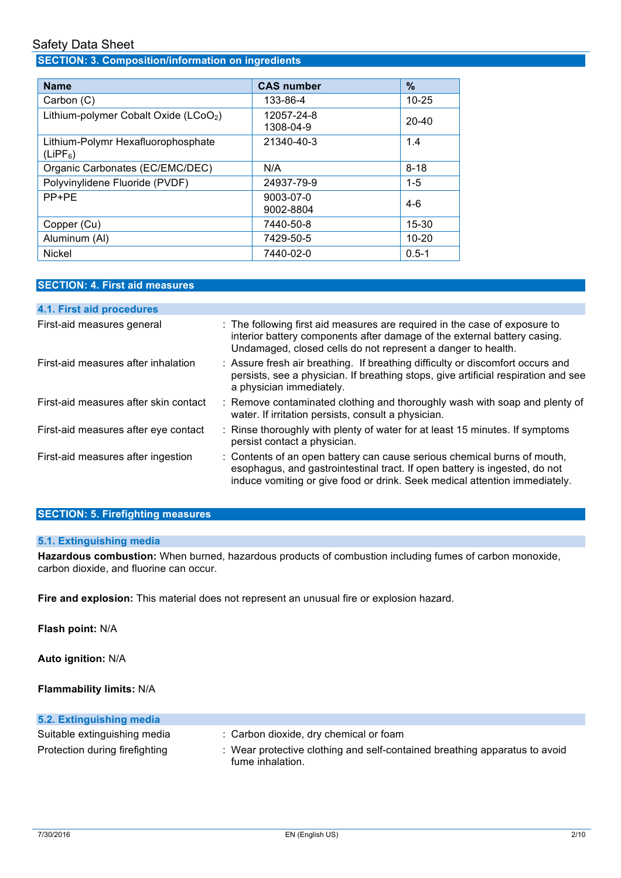## SECTION: 3. Composition/information on ingredients

| Name | CAS number | % |
|---|---|---|
| Carbon (C) | 133-86-4 | 10-25 |
| Lithium-polymer Cobalt Oxide ($LCoO_2$) | 12057-24-8<br>1308-04-9 | 20-40 |
| Lithium-Polymr Hexafluorophosphate ($LiPF_6$) | 21340-40-3 | 1.4 |
| Organic Carbonates (EC/EMC/DEC) | N/A | 8-18 |
| Polyvinylidene Fluoride (PVDF) | 24937-79-9 | 1-5 |
| PP+PE | 9003-07-0<br>9002-8804 | 4-6 |
| Copper (Cu) | 7440-50-8 | 15-30 |
| Aluminum (Al) | 7429-50-5 | 10-20 |
| Nickel | 7440-02-0 | 0.5-1 |

## SECTION: 4. First aid measures

### 4.1. First aid procedures

| | |
|---|---|
| First-aid measures general | : The following first aid measures are required in the case of exposure to interior battery components after damage of the external battery casing. Undamaged, closed cells do not represent a danger to health. |
| First-aid measures after inhalation | : Assure fresh air breathing. If breathing difficulty or discomfort occurs and persists, see a physician. If breathing stops, give artificial respiration and see a physician immediately. |
| First-aid measures after skin contact | : Remove contaminated clothing and thoroughly wash with soap and plenty of water. If irritation persists, consult a physician. |
| First-aid measures after eye contact | : Rinse thoroughly with plenty of water for at least 15 minutes. If symptoms persist contact a physician. |
| First-aid measures after ingestion | : Contents of an open battery can cause serious chemical burns of mouth, esophagus, and gastrointestinal tract. If open battery is ingested, do not induce vomiting or give food or drink. Seek medical attention immediately. |

## SECTION: 5. Firefighting measures

### 5.1. Extinguishing media

**Hazardous combustion:** When burned, hazardous products of combustion including fumes of carbon monoxide, carbon dioxide, and fluorine can occur.

**Fire and explosion:** This material does not represent an unusual fire or explosion hazard.

**Flash point:** N/A

**Auto ignition:** N/A

**Flammability limits:** N/A

### 5.2. Extinguishing media

| | |
|---|---|
| Suitable extinguishing media | : Carbon dioxide, dry chemical or foam |
| Protection during firefighting | : Wear protective clothing and self-contained breathing apparatus to avoid fume inhalation. |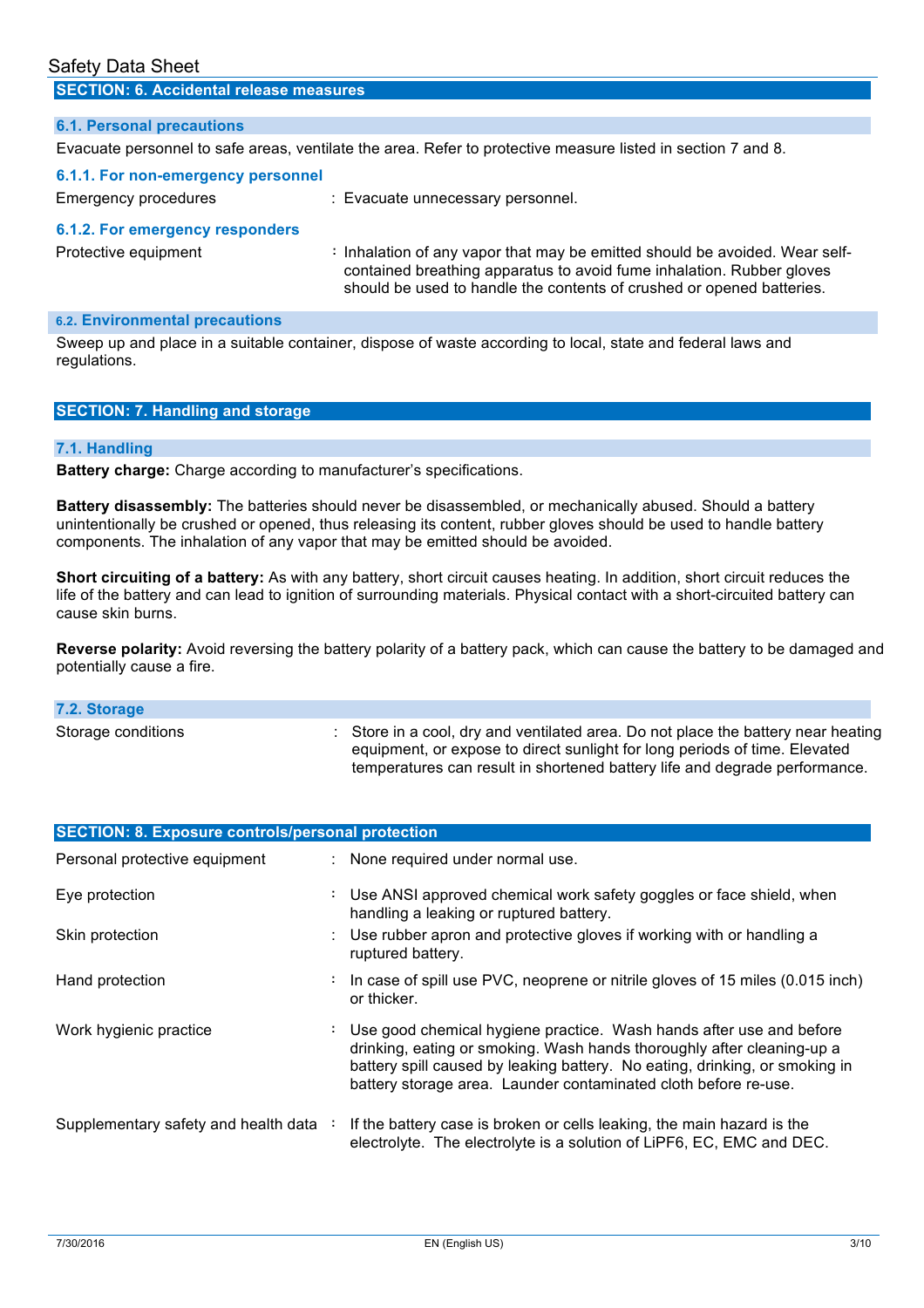## SECTION: 6. Accidental release measures

### 6.1. Personal precautions

Evacuate personnel to safe areas, ventilate the area. Refer to protective measure listed in section 7 and 8.

#### 6.1.1. For non-emergency personnel

Emergency procedures : Evacuate unnecessary personnel.

#### 6.1.2. For emergency responders

Protective equipment : Inhalation of any vapor that may be emitted should be avoided. Wear self-contained breathing apparatus to avoid fume inhalation. Rubber gloves should be used to handle the contents of crushed or opened batteries.

### 6.2. Environmental precautions

Sweep up and place in a suitable container, dispose of waste according to local, state and federal laws and regulations.

## SECTION: 7. Handling and storage

### 7.1. Handling

**Battery charge:** Charge according to manufacturer's specifications.

**Battery disassembly:** The batteries should never be disassembled, or mechanically abused. Should a battery unintentionally be crushed or opened, thus releasing its content, rubber gloves should be used to handle battery components. The inhalation of any vapor that may be emitted should be avoided.

**Short circuiting of a battery:** As with any battery, short circuit causes heating. In addition, short circuit reduces the life of the battery and can lead to ignition of surrounding materials. Physical contact with a short-circuited battery can cause skin burns.

**Reverse polarity:** Avoid reversing the battery polarity of a battery pack, which can cause the battery to be damaged and potentially cause a fire.

### 7.2. Storage

Storage conditions : Store in a cool, dry and ventilated area. Do not place the battery near heating equipment, or expose to direct sunlight for long periods of time. Elevated temperatures can result in shortened battery life and degrade performance.

## SECTION: 8. Exposure controls/personal protection

Personal protective equipment : None required under normal use.

Eye protection : Use ANSI approved chemical work safety goggles or face shield, when handling a leaking or ruptured battery.

Skin protection : Use rubber apron and protective gloves if working with or handling a ruptured battery.

Hand protection : In case of spill use PVC, neoprene or nitrile gloves of 15 miles (0.015 inch) or thicker.

Work hygienic practice : Use good chemical hygiene practice. Wash hands after use and before drinking, eating or smoking. Wash hands thoroughly after cleaning-up a battery spill caused by leaking battery. No eating, drinking, or smoking in battery storage area. Launder contaminated cloth before re-use.

Supplementary safety and health data : If the battery case is broken or cells leaking, the main hazard is the electrolyte. The electrolyte is a solution of $LiPF_6$, EC, EMC and DEC.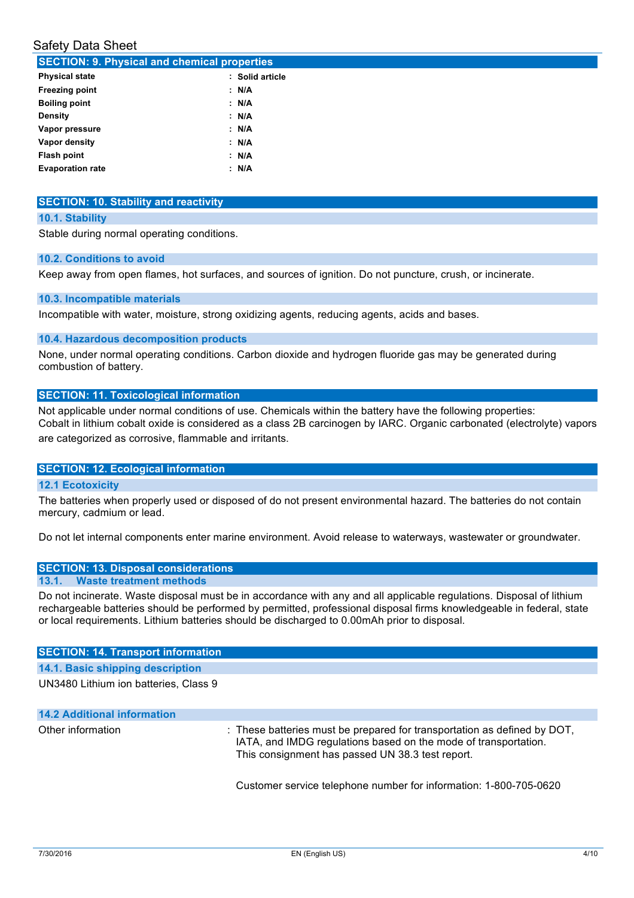## SECTION: 9. Physical and chemical properties

| | |
|---|---|
| **Physical state** | : **Solid article** |
| **Freezing point** | : **N/A** |
| **Boiling point** | : **N/A** |
| **Density** | : **N/A** |
| **Vapor pressure** | : **N/A** |
| **Vapor density** | : **N/A** |
| **Flash point** | : **N/A** |
| **Evaporation rate** | : **N/A** |

## SECTION: 10. Stability and reactivity

### 10.1. Stability

Stable during normal operating conditions.

### 10.2. Conditions to avoid

Keep away from open flames, hot surfaces, and sources of ignition. Do not puncture, crush, or incinerate.

### 10.3. Incompatible materials

Incompatible with water, moisture, strong oxidizing agents, reducing agents, acids and bases.

### 10.4. Hazardous decomposition products

None, under normal operating conditions. Carbon dioxide and hydrogen fluoride gas may be generated during combustion of battery.

## SECTION: 11. Toxicological information

Not applicable under normal conditions of use. Chemicals within the battery have the following properties:
Cobalt in lithium cobalt oxide is considered as a class 2B carcinogen by IARC. Organic carbonated (electrolyte) vapors are categorized as corrosive, flammable and irritants.

## SECTION: 12. Ecological information

### 12.1 Ecotoxicity

The batteries when properly used or disposed of do not present environmental hazard. The batteries do not contain mercury, cadmium or lead.

Do not let internal components enter marine environment. Avoid release to waterways, wastewater or groundwater.

## SECTION: 13. Disposal considerations

### 13.1. Waste treatment methods

Do not incinerate. Waste disposal must be in accordance with any and all applicable regulations. Disposal of lithium rechargeable batteries should be performed by permitted, professional disposal firms knowledgeable in federal, state or local requirements. Lithium batteries should be discharged to 0.00mAh prior to disposal.

## SECTION: 14. Transport information

### 14.1. Basic shipping description

UN3480 Lithium ion batteries, Class 9

### 14.2 Additional information

Other information : These batteries must be prepared for transportation as defined by DOT, IATA, and IMDG regulations based on the mode of transportation.
This consignment has passed UN 38.3 test report.

Customer service telephone number for information: 1-800-705-0620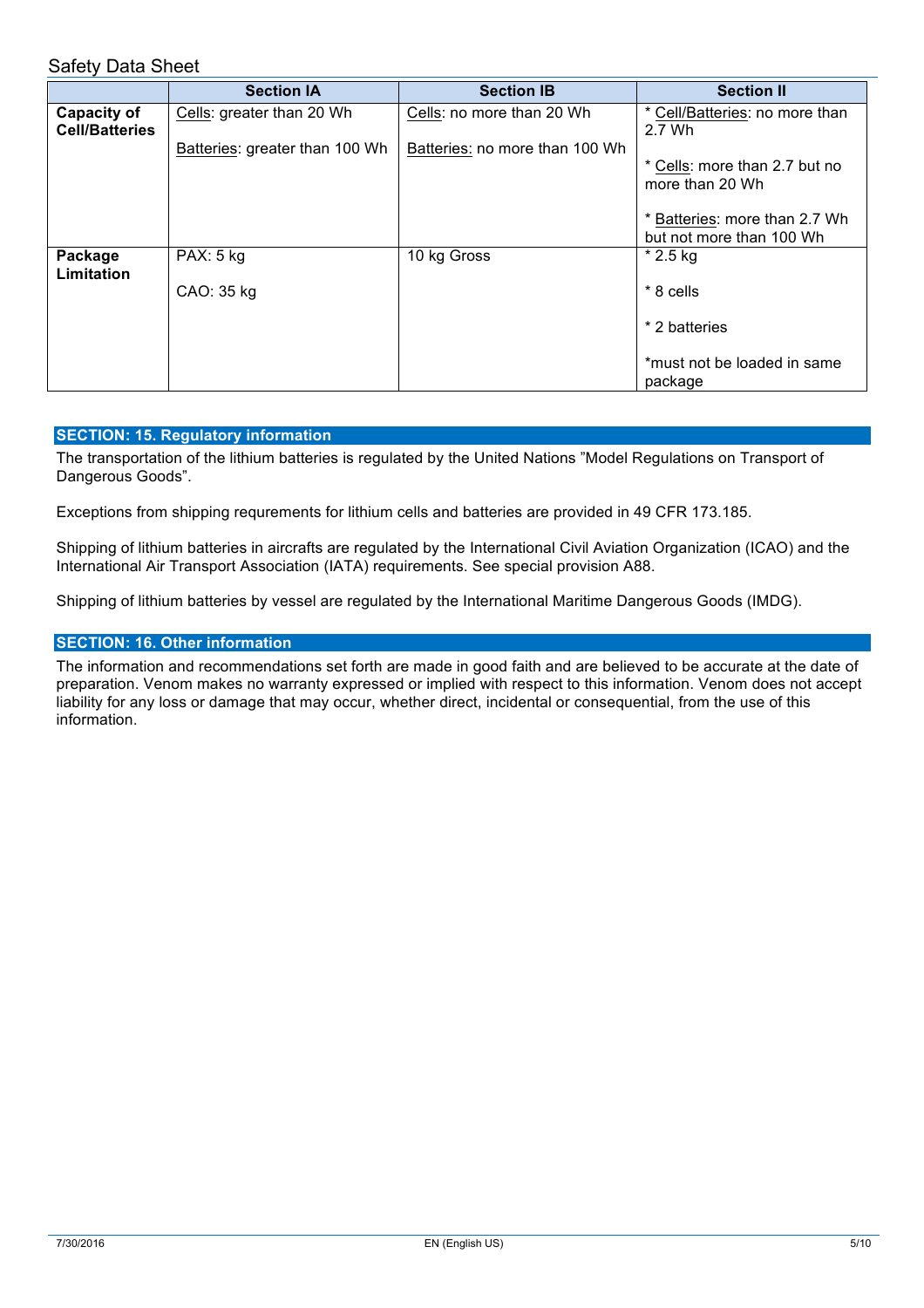|  | Section IA | Section IB | Section II |
|---|---|---|---|
| **Capacity of Cell/Batteries** | Cells: greater than 20 Wh<br><br>Batteries: greater than 100 Wh | Cells: no more than 20 Wh<br><br>Batteries: no more than 100 Wh | * Cell/Batteries: no more than 2.7 Wh<br><br>* Cells: more than 2.7 but no more than 20 Wh<br><br>* Batteries: more than 2.7 Wh but not more than 100 Wh |
| **Package Limitation** | PAX: 5 kg<br><br>CAO: 35 kg | 10 kg Gross | * 2.5 kg<br><br>* 8 cells<br><br>* 2 batteries<br><br>*must not be loaded in same package |

## SECTION: 15. Regulatory information

The transportation of the lithium batteries is regulated by the United Nations "Model Regulations on Transport of Dangerous Goods".

Exceptions from shipping requrements for lithium cells and batteries are provided in 49 CFR 173.185.

Shipping of lithium batteries in aircrafts are regulated by the International Civil Aviation Organization (ICAO) and the International Air Transport Association (IATA) requirements. See special provision A88.

Shipping of lithium batteries by vessel are regulated by the International Maritime Dangerous Goods (IMDG).

## SECTION: 16. Other information

The information and recommendations set forth are made in good faith and are believed to be accurate at the date of preparation. Venom makes no warranty expressed or implied with respect to this information. Venom does not accept liability for any loss or damage that may occur, whether direct, incidental or consequential, from the use of this information.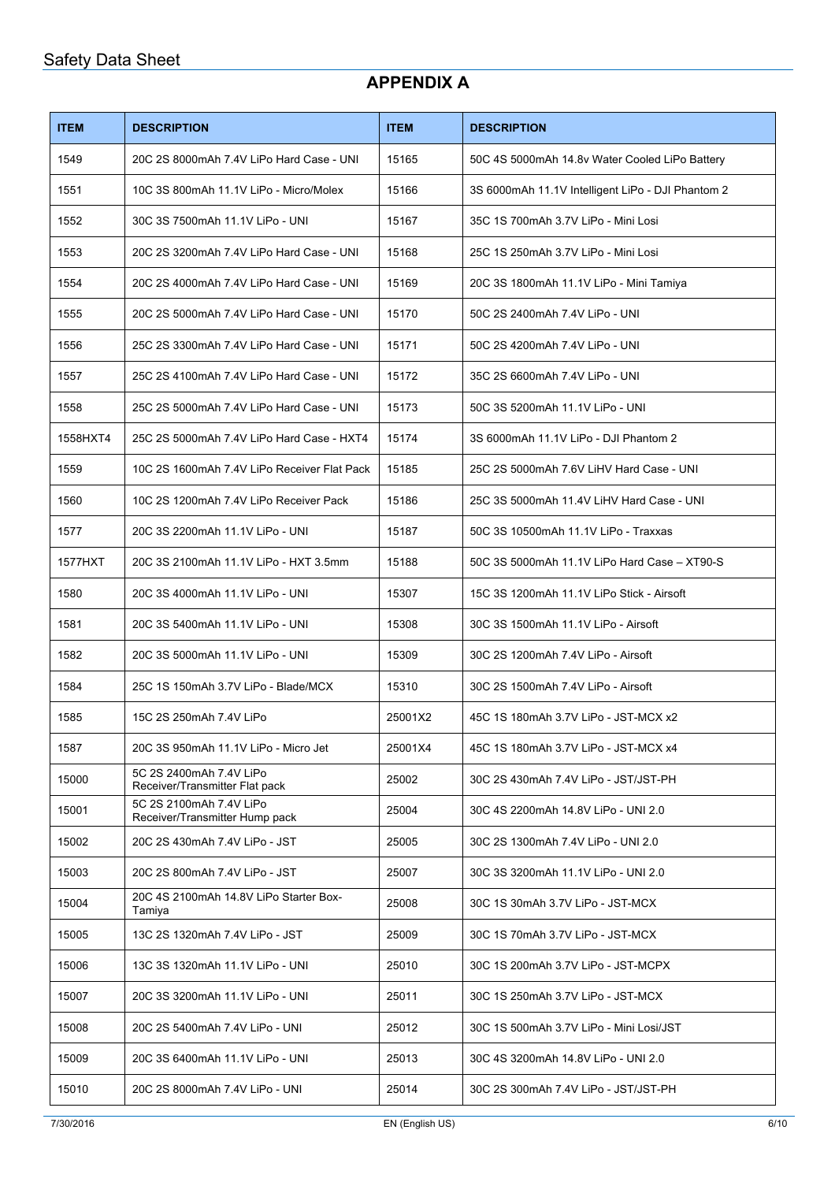## APPENDIX A

| ITEM | DESCRIPTION | ITEM | DESCRIPTION |
|---|---|---|---|
| 1549 | 20C 2S 8000mAh 7.4V LiPo Hard Case - UNI | 15165 | 50C 4S 5000mAh 14.8v Water Cooled LiPo Battery |
| 1551 | 10C 3S 800mAh 11.1V LiPo - Micro/Molex | 15166 | 3S 6000mAh 11.1V Intelligent LiPo - DJI Phantom 2 |
| 1552 | 30C 3S 7500mAh 11.1V LiPo - UNI | 15167 | 35C 1S 700mAh 3.7V LiPo - Mini Losi |
| 1553 | 20C 2S 3200mAh 7.4V LiPo Hard Case - UNI | 15168 | 25C 1S 250mAh 3.7V LiPo - Mini Losi |
| 1554 | 20C 2S 4000mAh 7.4V LiPo Hard Case - UNI | 15169 | 20C 3S 1800mAh 11.1V LiPo - Mini Tamiya |
| 1555 | 20C 2S 5000mAh 7.4V LiPo Hard Case - UNI | 15170 | 50C 2S 2400mAh 7.4V LiPo - UNI |
| 1556 | 25C 2S 3300mAh 7.4V LiPo Hard Case - UNI | 15171 | 50C 2S 4200mAh 7.4V LiPo - UNI |
| 1557 | 25C 2S 4100mAh 7.4V LiPo Hard Case - UNI | 15172 | 35C 2S 6600mAh 7.4V LiPo - UNI |
| 1558 | 25C 2S 5000mAh 7.4V LiPo Hard Case - UNI | 15173 | 50C 3S 5200mAh 11.1V LiPo - UNI |
| 1558HXT4 | 25C 2S 5000mAh 7.4V LiPo Hard Case - HXT4 | 15174 | 3S 6000mAh 11.1V LiPo - DJI Phantom 2 |
| 1559 | 10C 2S 1600mAh 7.4V LiPo Receiver Flat Pack | 15185 | 25C 2S 5000mAh 7.6V LiHV Hard Case - UNI |
| 1560 | 10C 2S 1200mAh 7.4V LiPo Receiver Pack | 15186 | 25C 3S 5000mAh 11.4V LiHV Hard Case - UNI |
| 1577 | 20C 3S 2200mAh 11.1V LiPo - UNI | 15187 | 50C 3S 10500mAh 11.1V LiPo - Traxxas |
| 1577HXT | 20C 3S 2100mAh 11.1V LiPo - HXT 3.5mm | 15188 | 50C 3S 5000mAh 11.1V LiPo Hard Case – XT90-S |
| 1580 | 20C 3S 4000mAh 11.1V LiPo - UNI | 15307 | 15C 3S 1200mAh 11.1V LiPo Stick - Airsoft |
| 1581 | 20C 3S 5400mAh 11.1V LiPo - UNI | 15308 | 30C 3S 1500mAh 11.1V LiPo - Airsoft |
| 1582 | 20C 3S 5000mAh 11.1V LiPo - UNI | 15309 | 30C 2S 1200mAh 7.4V LiPo - Airsoft |
| 1584 | 25C 1S 150mAh 3.7V LiPo - Blade/MCX | 15310 | 30C 2S 1500mAh 7.4V LiPo - Airsoft |
| 1585 | 15C 2S 250mAh 7.4V LiPo | 25001X2 | 45C 1S 180mAh 3.7V LiPo - JST-MCX x2 |
| 1587 | 20C 3S 950mAh 11.1V LiPo - Micro Jet | 25001X4 | 45C 1S 180mAh 3.7V LiPo - JST-MCX x4 |
| 15000 | 5C 2S 2400mAh 7.4V LiPo Receiver/Transmitter Flat pack | 25002 | 30C 2S 430mAh 7.4V LiPo - JST/JST-PH |
| 15001 | 5C 2S 2100mAh 7.4V LiPo Receiver/Transmitter Hump pack | 25004 | 30C 4S 2200mAh 14.8V LiPo - UNI 2.0 |
| 15002 | 20C 2S 430mAh 7.4V LiPo - JST | 25005 | 30C 2S 1300mAh 7.4V LiPo - UNI 2.0 |
| 15003 | 20C 2S 800mAh 7.4V LiPo - JST | 25007 | 30C 3S 3200mAh 11.1V LiPo - UNI 2.0 |
| 15004 | 20C 4S 2100mAh 14.8V LiPo Starter Box-Tamiya | 25008 | 30C 1S 30mAh 3.7V LiPo - JST-MCX |
| 15005 | 13C 2S 1320mAh 7.4V LiPo - JST | 25009 | 30C 1S 70mAh 3.7V LiPo - JST-MCX |
| 15006 | 13C 3S 1320mAh 11.1V LiPo - UNI | 25010 | 30C 1S 200mAh 3.7V LiPo - JST-MCPX |
| 15007 | 20C 3S 3200mAh 11.1V LiPo - UNI | 25011 | 30C 1S 250mAh 3.7V LiPo - JST-MCX |
| 15008 | 20C 2S 5400mAh 7.4V LiPo - UNI | 25012 | 30C 1S 500mAh 3.7V LiPo - Mini Losi/JST |
| 15009 | 20C 3S 6400mAh 11.1V LiPo - UNI | 25013 | 30C 4S 3200mAh 14.8V LiPo - UNI 2.0 |
| 15010 | 20C 2S 8000mAh 7.4V LiPo - UNI | 25014 | 30C 2S 300mAh 7.4V LiPo - JST/JST-PH |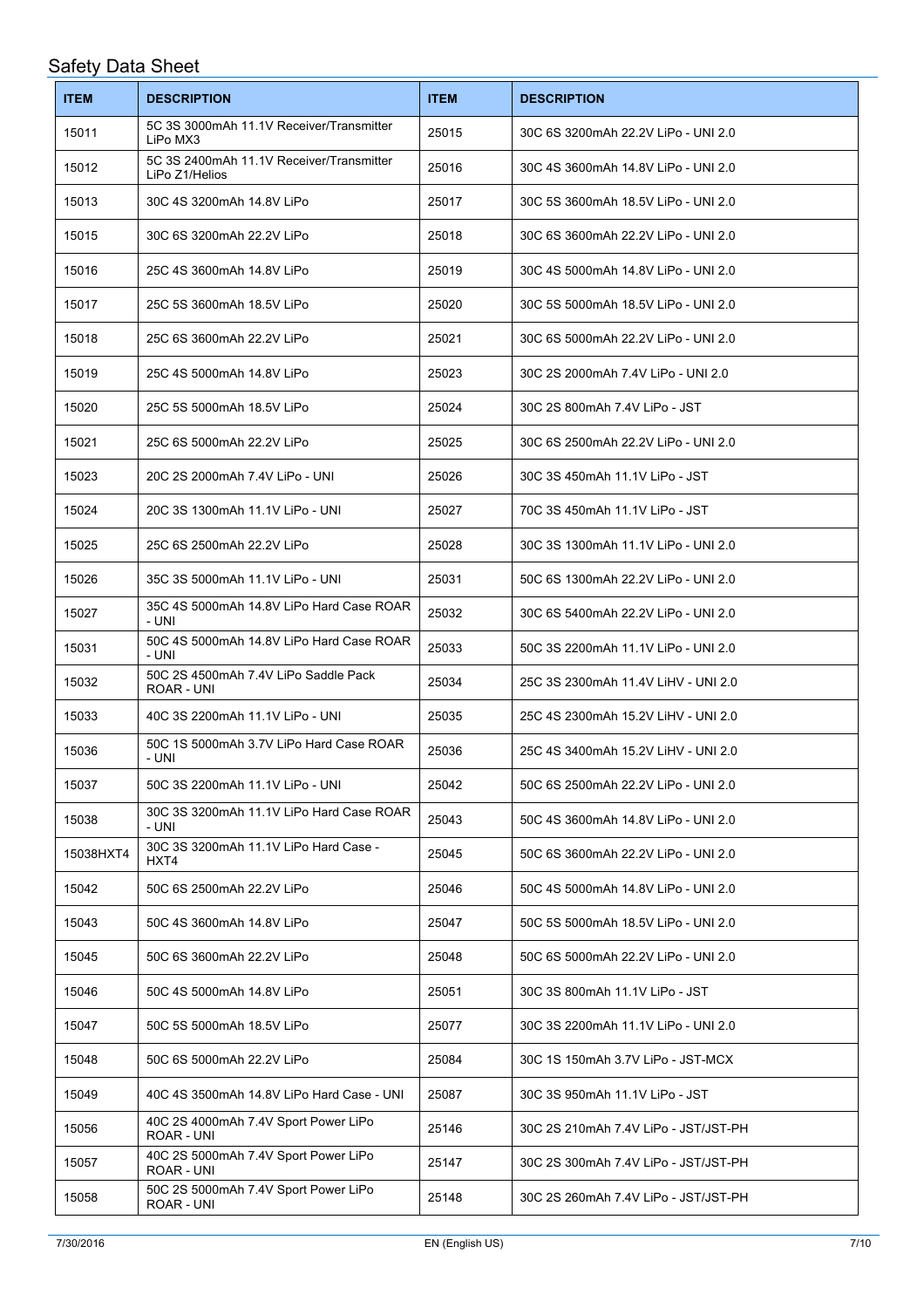| ITEM | DESCRIPTION | ITEM | DESCRIPTION |
|---|---|---|---|
| 15011 | 5C 3S 3000mAh 11.1V Receiver/Transmitter LiPo MX3 | 25015 | 30C 6S 3200mAh 22.2V LiPo - UNI 2.0 |
| 15012 | 5C 3S 2400mAh 11.1V Receiver/Transmitter LiPo Z1/Helios | 25016 | 30C 4S 3600mAh 14.8V LiPo - UNI 2.0 |
| 15013 | 30C 4S 3200mAh 14.8V LiPo | 25017 | 30C 5S 3600mAh 18.5V LiPo - UNI 2.0 |
| 15015 | 30C 6S 3200mAh 22.2V LiPo | 25018 | 30C 6S 3600mAh 22.2V LiPo - UNI 2.0 |
| 15016 | 25C 4S 3600mAh 14.8V LiPo | 25019 | 30C 4S 5000mAh 14.8V LiPo - UNI 2.0 |
| 15017 | 25C 5S 3600mAh 18.5V LiPo | 25020 | 30C 5S 5000mAh 18.5V LiPo - UNI 2.0 |
| 15018 | 25C 6S 3600mAh 22.2V LiPo | 25021 | 30C 6S 5000mAh 22.2V LiPo - UNI 2.0 |
| 15019 | 25C 4S 5000mAh 14.8V LiPo | 25023 | 30C 2S 2000mAh 7.4V LiPo - UNI 2.0 |
| 15020 | 25C 5S 5000mAh 18.5V LiPo | 25024 | 30C 2S 800mAh 7.4V LiPo - JST |
| 15021 | 25C 6S 5000mAh 22.2V LiPo | 25025 | 30C 6S 2500mAh 22.2V LiPo - UNI 2.0 |
| 15023 | 20C 2S 2000mAh 7.4V LiPo - UNI | 25026 | 30C 3S 450mAh 11.1V LiPo - JST |
| 15024 | 20C 3S 1300mAh 11.1V LiPo - UNI | 25027 | 70C 3S 450mAh 11.1V LiPo - JST |
| 15025 | 25C 6S 2500mAh 22.2V LiPo | 25028 | 30C 3S 1300mAh 11.1V LiPo - UNI 2.0 |
| 15026 | 35C 3S 5000mAh 11.1V LiPo - UNI | 25031 | 50C 6S 1300mAh 22.2V LiPo - UNI 2.0 |
| 15027 | 35C 4S 5000mAh 14.8V LiPo Hard Case ROAR - UNI | 25032 | 30C 6S 5400mAh 22.2V LiPo - UNI 2.0 |
| 15031 | 50C 4S 5000mAh 14.8V LiPo Hard Case ROAR - UNI | 25033 | 50C 3S 2200mAh 11.1V LiPo - UNI 2.0 |
| 15032 | 50C 2S 4500mAh 7.4V LiPo Saddle Pack ROAR - UNI | 25034 | 25C 3S 2300mAh 11.4V LiHV - UNI 2.0 |
| 15033 | 40C 3S 2200mAh 11.1V LiPo - UNI | 25035 | 25C 4S 2300mAh 15.2V LiHV - UNI 2.0 |
| 15036 | 50C 1S 5000mAh 3.7V LiPo Hard Case ROAR - UNI | 25036 | 25C 4S 3400mAh 15.2V LiHV - UNI 2.0 |
| 15037 | 50C 3S 2200mAh 11.1V LiPo - UNI | 25042 | 50C 6S 2500mAh 22.2V LiPo - UNI 2.0 |
| 15038 | 30C 3S 3200mAh 11.1V LiPo Hard Case ROAR - UNI | 25043 | 50C 4S 3600mAh 14.8V LiPo - UNI 2.0 |
| 15038HXT4 | 30C 3S 3200mAh 11.1V LiPo Hard Case - HXT4 | 25045 | 50C 6S 3600mAh 22.2V LiPo - UNI 2.0 |
| 15042 | 50C 6S 2500mAh 22.2V LiPo | 25046 | 50C 4S 5000mAh 14.8V LiPo - UNI 2.0 |
| 15043 | 50C 4S 3600mAh 14.8V LiPo | 25047 | 50C 5S 5000mAh 18.5V LiPo - UNI 2.0 |
| 15045 | 50C 6S 3600mAh 22.2V LiPo | 25048 | 50C 6S 5000mAh 22.2V LiPo - UNI 2.0 |
| 15046 | 50C 4S 5000mAh 14.8V LiPo | 25051 | 30C 3S 800mAh 11.1V LiPo - JST |
| 15047 | 50C 5S 5000mAh 18.5V LiPo | 25077 | 30C 3S 2200mAh 11.1V LiPo - UNI 2.0 |
| 15048 | 50C 6S 5000mAh 22.2V LiPo | 25084 | 30C 1S 150mAh 3.7V LiPo - JST-MCX |
| 15049 | 40C 4S 3500mAh 14.8V LiPo Hard Case - UNI | 25087 | 30C 3S 950mAh 11.1V LiPo - JST |
| 15056 | 40C 2S 4000mAh 7.4V Sport Power LiPo ROAR - UNI | 25146 | 30C 2S 210mAh 7.4V LiPo - JST/JST-PH |
| 15057 | 40C 2S 5000mAh 7.4V Sport Power LiPo ROAR - UNI | 25147 | 30C 2S 300mAh 7.4V LiPo - JST/JST-PH |
| 15058 | 50C 2S 5000mAh 7.4V Sport Power LiPo ROAR - UNI | 25148 | 30C 2S 260mAh 7.4V LiPo - JST/JST-PH |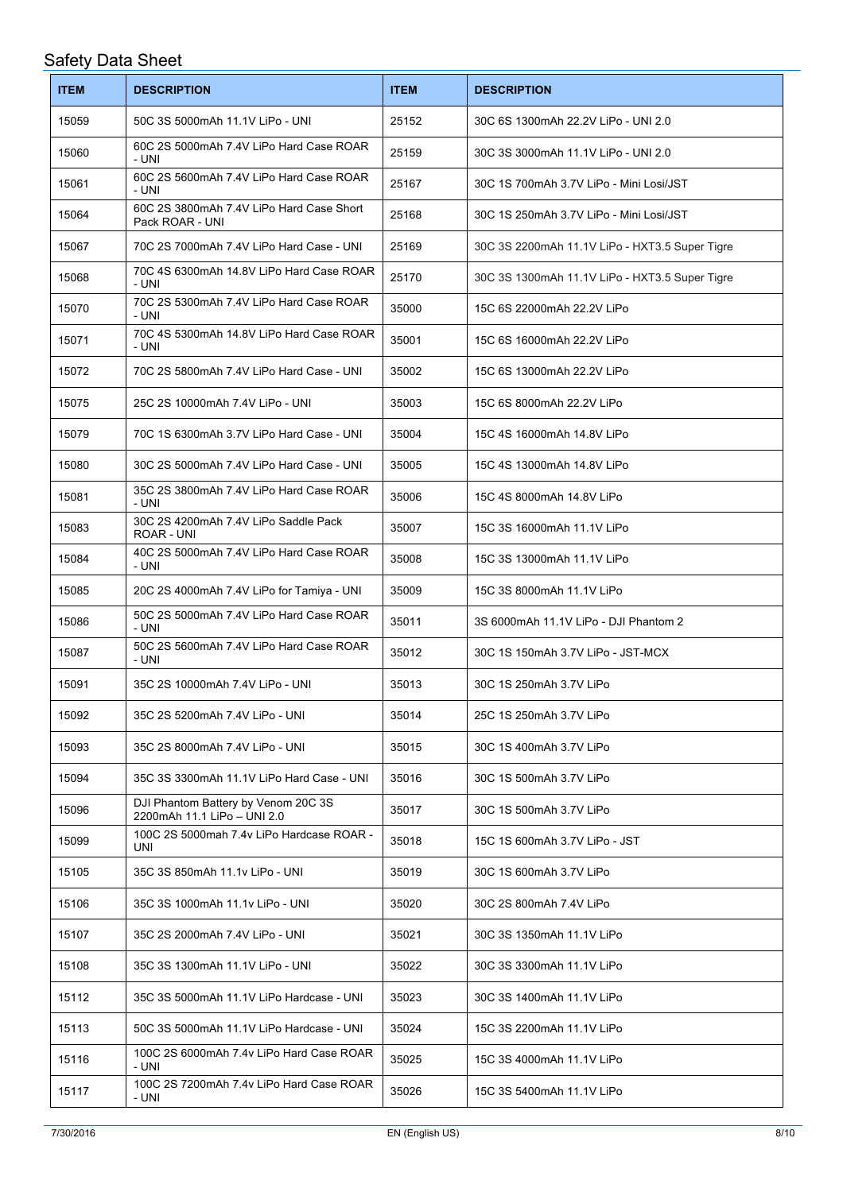| ITEM | DESCRIPTION | ITEM | DESCRIPTION |
|---|---|---|---|
| 15059 | 50C 3S 5000mAh 11.1V LiPo - UNI | 25152 | 30C 6S 1300mAh 22.2V LiPo - UNI 2.0 |
| 15060 | 60C 2S 5000mAh 7.4V LiPo Hard Case ROAR - UNI | 25159 | 30C 3S 3000mAh 11.1V LiPo - UNI 2.0 |
| 15061 | 60C 2S 5600mAh 7.4V LiPo Hard Case ROAR - UNI | 25167 | 30C 1S 700mAh 3.7V LiPo - Mini Losi/JST |
| 15064 | 60C 2S 3800mAh 7.4V LiPo Hard Case Short Pack ROAR - UNI | 25168 | 30C 1S 250mAh 3.7V LiPo - Mini Losi/JST |
| 15067 | 70C 2S 7000mAh 7.4V LiPo Hard Case - UNI | 25169 | 30C 3S 2200mAh 11.1V LiPo - HXT3.5 Super Tigre |
| 15068 | 70C 4S 6300mAh 14.8V LiPo Hard Case ROAR - UNI | 25170 | 30C 3S 1300mAh 11.1V LiPo - HXT3.5 Super Tigre |
| 15070 | 70C 2S 5300mAh 7.4V LiPo Hard Case ROAR - UNI | 35000 | 15C 6S 22000mAh 22.2V LiPo |
| 15071 | 70C 4S 5300mAh 14.8V LiPo Hard Case ROAR - UNI | 35001 | 15C 6S 16000mAh 22.2V LiPo |
| 15072 | 70C 2S 5800mAh 7.4V LiPo Hard Case - UNI | 35002 | 15C 6S 13000mAh 22.2V LiPo |
| 15075 | 25C 2S 10000mAh 7.4V LiPo - UNI | 35003 | 15C 6S 8000mAh 22.2V LiPo |
| 15079 | 70C 1S 6300mAh 3.7V LiPo Hard Case - UNI | 35004 | 15C 4S 16000mAh 14.8V LiPo |
| 15080 | 30C 2S 5000mAh 7.4V LiPo Hard Case - UNI | 35005 | 15C 4S 13000mAh 14.8V LiPo |
| 15081 | 35C 2S 3800mAh 7.4V LiPo Hard Case ROAR - UNI | 35006 | 15C 4S 8000mAh 14.8V LiPo |
| 15083 | 30C 2S 4200mAh 7.4V LiPo Saddle Pack ROAR - UNI | 35007 | 15C 3S 16000mAh 11.1V LiPo |
| 15084 | 40C 2S 5000mAh 7.4V LiPo Hard Case ROAR - UNI | 35008 | 15C 3S 13000mAh 11.1V LiPo |
| 15085 | 20C 2S 4000mAh 7.4V LiPo for Tamiya - UNI | 35009 | 15C 3S 8000mAh 11.1V LiPo |
| 15086 | 50C 2S 5000mAh 7.4V LiPo Hard Case ROAR - UNI | 35011 | 3S 6000mAh 11.1V LiPo - DJI Phantom 2 |
| 15087 | 50C 2S 5600mAh 7.4V LiPo Hard Case ROAR - UNI | 35012 | 30C 1S 150mAh 3.7V LiPo - JST-MCX |
| 15091 | 35C 2S 10000mAh 7.4V LiPo - UNI | 35013 | 30C 1S 250mAh 3.7V LiPo |
| 15092 | 35C 2S 5200mAh 7.4V LiPo - UNI | 35014 | 25C 1S 250mAh 3.7V LiPo |
| 15093 | 35C 2S 8000mAh 7.4V LiPo - UNI | 35015 | 30C 1S 400mAh 3.7V LiPo |
| 15094 | 35C 3S 3300mAh 11.1V LiPo Hard Case - UNI | 35016 | 30C 1S 500mAh 3.7V LiPo |
| 15096 | DJI Phantom Battery by Venom 20C 3S 2200mAh 11.1 LiPo – UNI 2.0 | 35017 | 30C 1S 500mAh 3.7V LiPo |
| 15099 | 100C 2S 5000mah 7.4v LiPo Hardcase ROAR - UNI | 35018 | 15C 1S 600mAh 3.7V LiPo - JST |
| 15105 | 35C 3S 850mAh 11.1v LiPo - UNI | 35019 | 30C 1S 600mAh 3.7V LiPo |
| 15106 | 35C 3S 1000mAh 11.1v LiPo - UNI | 35020 | 30C 2S 800mAh 7.4V LiPo |
| 15107 | 35C 2S 2000mAh 7.4V LiPo - UNI | 35021 | 30C 3S 1350mAh 11.1V LiPo |
| 15108 | 35C 3S 1300mAh 11.1V LiPo - UNI | 35022 | 30C 3S 3300mAh 11.1V LiPo |
| 15112 | 35C 3S 5000mAh 11.1V LiPo Hardcase - UNI | 35023 | 30C 3S 1400mAh 11.1V LiPo |
| 15113 | 50C 3S 5000mAh 11.1V LiPo Hardcase - UNI | 35024 | 15C 3S 2200mAh 11.1V LiPo |
| 15116 | 100C 2S 6000mAh 7.4v LiPo Hard Case ROAR - UNI | 35025 | 15C 3S 4000mAh 11.1V LiPo |
| 15117 | 100C 2S 7200mAh 7.4v LiPo Hard Case ROAR - UNI | 35026 | 15C 3S 5400mAh 11.1V LiPo |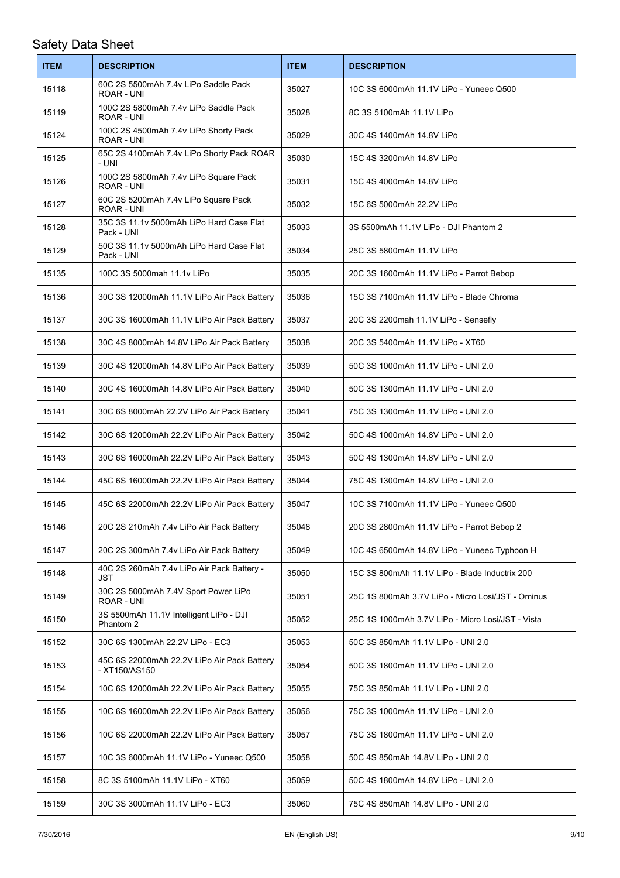| ITEM | DESCRIPTION | ITEM | DESCRIPTION |
|---|---|---|---|
| 15118 | 60C 2S 5500mAh 7.4v LiPo Saddle Pack ROAR - UNI | 35027 | 10C 3S 6000mAh 11.1V LiPo - Yuneec Q500 |
| 15119 | 100C 2S 5800mAh 7.4v LiPo Saddle Pack ROAR - UNI | 35028 | 8C 3S 5100mAh 11.1V LiPo |
| 15124 | 100C 2S 4500mAh 7.4v LiPo Shorty Pack ROAR - UNI | 35029 | 30C 4S 1400mAh 14.8V LiPo |
| 15125 | 65C 2S 4100mAh 7.4v LiPo Shorty Pack ROAR - UNI | 35030 | 15C 4S 3200mAh 14.8V LiPo |
| 15126 | 100C 2S 5800mAh 7.4v LiPo Square Pack ROAR - UNI | 35031 | 15C 4S 4000mAh 14.8V LiPo |
| 15127 | 60C 2S 5200mAh 7.4v LiPo Square Pack ROAR - UNI | 35032 | 15C 6S 5000mAh 22.2V LiPo |
| 15128 | 35C 3S 11.1v 5000mAh LiPo Hard Case Flat Pack - UNI | 35033 | 3S 5500mAh 11.1V LiPo - DJI Phantom 2 |
| 15129 | 50C 3S 11.1v 5000mAh LiPo Hard Case Flat Pack - UNI | 35034 | 25C 3S 5800mAh 11.1V LiPo |
| 15135 | 100C 3S 5000mah 11.1v LiPo | 35035 | 20C 3S 1600mAh 11.1V LiPo - Parrot Bebop |
| 15136 | 30C 3S 12000mAh 11.1V LiPo Air Pack Battery | 35036 | 15C 3S 7100mAh 11.1V LiPo - Blade Chroma |
| 15137 | 30C 3S 16000mAh 11.1V LiPo Air Pack Battery | 35037 | 20C 3S 2200mah 11.1V LiPo - Sensefly |
| 15138 | 30C 4S 8000mAh 14.8V LiPo Air Pack Battery | 35038 | 20C 3S 5400mAh 11.1V LiPo - XT60 |
| 15139 | 30C 4S 12000mAh 14.8V LiPo Air Pack Battery | 35039 | 50C 3S 1000mAh 11.1V LiPo - UNI 2.0 |
| 15140 | 30C 4S 16000mAh 14.8V LiPo Air Pack Battery | 35040 | 50C 3S 1300mAh 11.1V LiPo - UNI 2.0 |
| 15141 | 30C 6S 8000mAh 22.2V LiPo Air Pack Battery | 35041 | 75C 3S 1300mAh 11.1V LiPo - UNI 2.0 |
| 15142 | 30C 6S 12000mAh 22.2V LiPo Air Pack Battery | 35042 | 50C 4S 1000mAh 14.8V LiPo - UNI 2.0 |
| 15143 | 30C 6S 16000mAh 22.2V LiPo Air Pack Battery | 35043 | 50C 4S 1300mAh 14.8V LiPo - UNI 2.0 |
| 15144 | 45C 6S 16000mAh 22.2V LiPo Air Pack Battery | 35044 | 75C 4S 1300mAh 14.8V LiPo - UNI 2.0 |
| 15145 | 45C 6S 22000mAh 22.2V LiPo Air Pack Battery | 35047 | 10C 3S 7100mAh 11.1V LiPo - Yuneec Q500 |
| 15146 | 20C 2S 210mAh 7.4v LiPo Air Pack Battery | 35048 | 20C 3S 2800mAh 11.1V LiPo - Parrot Bebop 2 |
| 15147 | 20C 2S 300mAh 7.4v LiPo Air Pack Battery | 35049 | 10C 4S 6500mAh 14.8V LiPo - Yuneec Typhoon H |
| 15148 | 40C 2S 260mAh 7.4v LiPo Air Pack Battery - JST | 35050 | 15C 3S 800mAh 11.1V LiPo - Blade Inductrix 200 |
| 15149 | 30C 2S 5000mAh 7.4V Sport Power LiPo ROAR - UNI | 35051 | 25C 1S 800mAh 3.7V LiPo - Micro Losi/JST - Ominus |
| 15150 | 3S 5500mAh 11.1V Intelligent LiPo - DJI Phantom 2 | 35052 | 25C 1S 1000mAh 3.7V LiPo - Micro Losi/JST - Vista |
| 15152 | 30C 6S 1300mAh 22.2V LiPo - EC3 | 35053 | 50C 3S 850mAh 11.1V LiPo - UNI 2.0 |
| 15153 | 45C 6S 22000mAh 22.2V LiPo Air Pack Battery - XT150/AS150 | 35054 | 50C 3S 1800mAh 11.1V LiPo - UNI 2.0 |
| 15154 | 10C 6S 12000mAh 22.2V LiPo Air Pack Battery | 35055 | 75C 3S 850mAh 11.1V LiPo - UNI 2.0 |
| 15155 | 10C 6S 16000mAh 22.2V LiPo Air Pack Battery | 35056 | 75C 3S 1000mAh 11.1V LiPo - UNI 2.0 |
| 15156 | 10C 6S 22000mAh 22.2V LiPo Air Pack Battery | 35057 | 75C 3S 1800mAh 11.1V LiPo - UNI 2.0 |
| 15157 | 10C 3S 6000mAh 11.1V LiPo - Yuneec Q500 | 35058 | 50C 4S 850mAh 14.8V LiPo - UNI 2.0 |
| 15158 | 8C 3S 5100mAh 11.1V LiPo - XT60 | 35059 | 50C 4S 1800mAh 14.8V LiPo - UNI 2.0 |
| 15159 | 30C 3S 3000mAh 11.1V LiPo - EC3 | 35060 | 75C 4S 850mAh 14.8V LiPo - UNI 2.0 |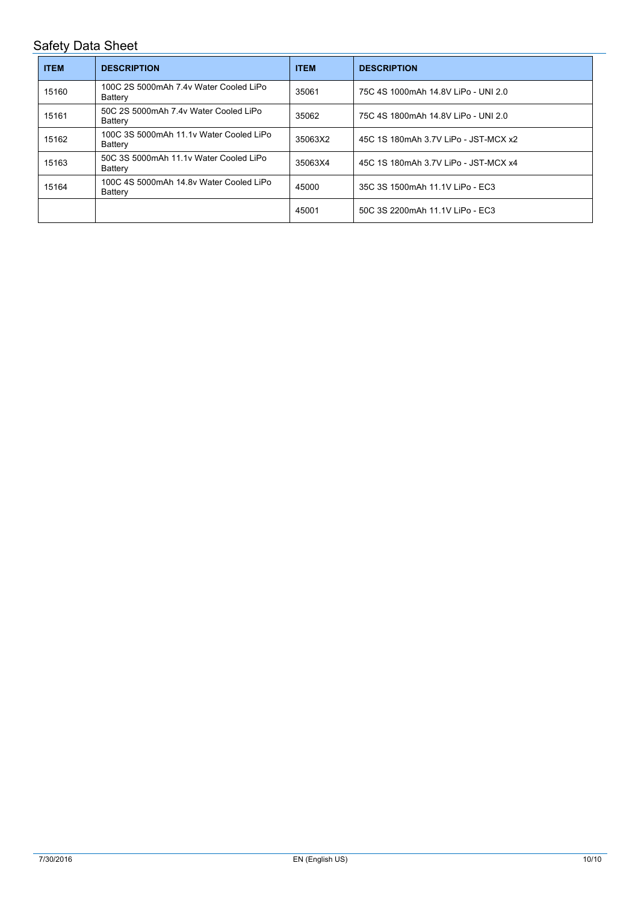| ITEM | DESCRIPTION | ITEM | DESCRIPTION |
|---|---|---|---|
| 15160 | 100C 2S 5000mAh 7.4v Water Cooled LiPo Battery | 35061 | 75C 4S 1000mAh 14.8V LiPo - UNI 2.0 |
| 15161 | 50C 2S 5000mAh 7.4v Water Cooled LiPo Battery | 35062 | 75C 4S 1800mAh 14.8V LiPo - UNI 2.0 |
| 15162 | 100C 3S 5000mAh 11.1v Water Cooled LiPo Battery | 35063X2 | 45C 1S 180mAh 3.7V LiPo - JST-MCX x2 |
| 15163 | 50C 3S 5000mAh 11.1v Water Cooled LiPo Battery | 35063X4 | 45C 1S 180mAh 3.7V LiPo - JST-MCX x4 |
| 15164 | 100C 4S 5000mAh 14.8v Water Cooled LiPo Battery | 45000 | 35C 3S 1500mAh 11.1V LiPo - EC3 |
| | | 45001 | 50C 3S 2200mAh 11.1V LiPo - EC3 |